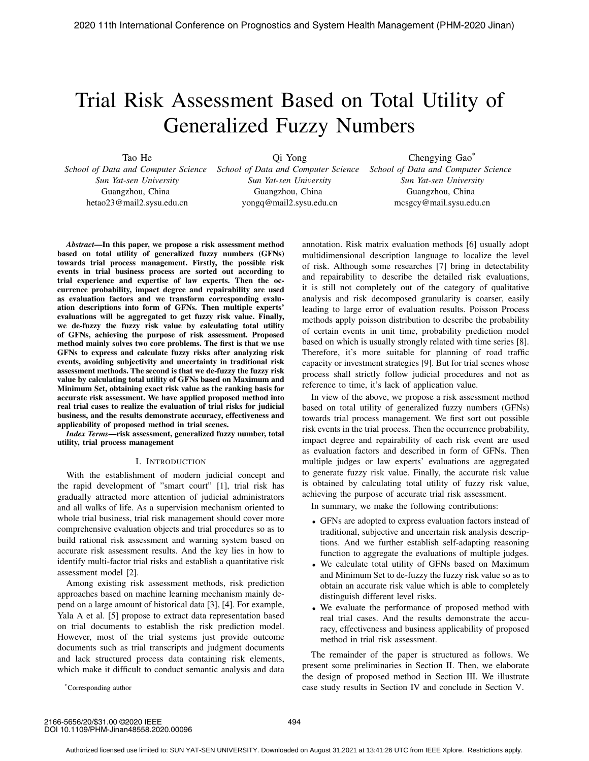# Trial Risk Assessment Based on Total Utility of Generalized Fuzzy Numbers

Tao He
*School of Data and Computer Science*
*Sun Yat-sen University*
Guangzhou, China
hetao23@mail2.sysu.edu.cn

Qi Yong
*School of Data and Computer Science*
*Sun Yat-sen University*
Guangzhou, China
yongq@mail2.sysu.edu.cn

Chengying Gao*
*School of Data and Computer Science*
*Sun Yat-sen University*
Guangzhou, China
mcsgcy@mail.sysu.edu.cn

***Abstract*—In this paper, we propose a risk assessment method based on total utility of generalized fuzzy numbers (GFNs) towards trial process management. Firstly, the possible risk events in trial business process are sorted out according to trial experience and expertise of law experts. Then the occurrence probability, impact degree and repairability are used as evaluation factors and we transform corresponding evaluation descriptions into form of GFNs. Then multiple experts' evaluations will be aggregated to get fuzzy risk value. Finally, we de-fuzzy the fuzzy risk value by calculating total utility of GFNs, achieving the purpose of risk assessment. Proposed method mainly solves two core problems. The first is that we use GFNs to express and calculate fuzzy risks after analyzing risk events, avoiding subjectivity and uncertainty in traditional risk assessment methods. The second is that we de-fuzzy the fuzzy risk value by calculating total utility of GFNs based on Maximum and Minimum Set, obtaining exact risk value as the ranking basis for accurate risk assessment. We have applied proposed method into real trial cases to realize the evaluation of trial risks for judicial business, and the results demonstrate accuracy, effectiveness and applicability of proposed method in trial scenes.**

***Index Terms*—risk assessment, generalized fuzzy number, total utility, trial process management**

## I. Introduction

With the establishment of modern judicial concept and the rapid development of "smart court" [1], trial risk has gradually attracted more attention of judicial administrators and all walks of life. As a supervision mechanism oriented to whole trial business, trial risk management should cover more comprehensive evaluation objects and trial procedures so as to build rational risk assessment and warning system based on accurate risk assessment results. And the key lies in how to identify multi-factor trial risks and establish a quantitative risk assessment model [2].

Among existing risk assessment methods, risk prediction approaches based on machine learning mechanism mainly depend on a large amount of historical data [3], [4]. For example, Yala A et al. [5] propose to extract data representation based on trial documents to establish the risk prediction model. However, most of the trial systems just provide outcome documents such as trial transcripts and judgment documents and lack structured process data containing risk elements, which make it difficult to conduct semantic analysis and data annotation. Risk matrix evaluation methods [6] usually adopt multidimensional description language to localize the level of risk. Although some researches [7] bring in detectability and repairability to describe the detailed risk evaluations, it is still not completely out of the category of qualitative analysis and risk decomposed granularity is coarser, easily leading to large error of evaluation results. Poisson Process methods apply poisson distribution to describe the probability of certain events in unit time, probability prediction model based on which is usually strongly related with time series [8]. Therefore, it's more suitable for planning of road traffic capacity or investment strategies [9]. But for trial scenes whose process shall strictly follow judicial procedures and not as reference to time, it's lack of application value.

In view of the above, we propose a risk assessment method based on total utility of generalized fuzzy numbers (GFNs) towards trial process management. We first sort out possible risk events in the trial process. Then the occurrence probability, impact degree and repairability of each risk event are used as evaluation factors and described in form of GFNs. Then multiple judges or law experts' evaluations are aggregated to generate fuzzy risk value. Finally, the accurate risk value is obtained by calculating total utility of fuzzy risk value, achieving the purpose of accurate trial risk assessment.

In summary, we make the following contributions:

- GFNs are adopted to express evaluation factors instead of traditional, subjective and uncertain risk analysis descriptions. And we further establish self-adapting reasoning function to aggregate the evaluations of multiple judges.
- We calculate total utility of GFNs based on Maximum and Minimum Set to de-fuzzy the fuzzy risk value so as to obtain an accurate risk value which is able to completely distinguish different level risks.
- We evaluate the performance of proposed method with real trial cases. And the results demonstrate the accuracy, effectiveness and business applicability of proposed method in trial risk assessment.

The remainder of the paper is structured as follows. We present some preliminaries in Section II. Then, we elaborate the design of proposed method in Section III. We illustrate case study results in Section IV and conclude in Section V.

*Corresponding author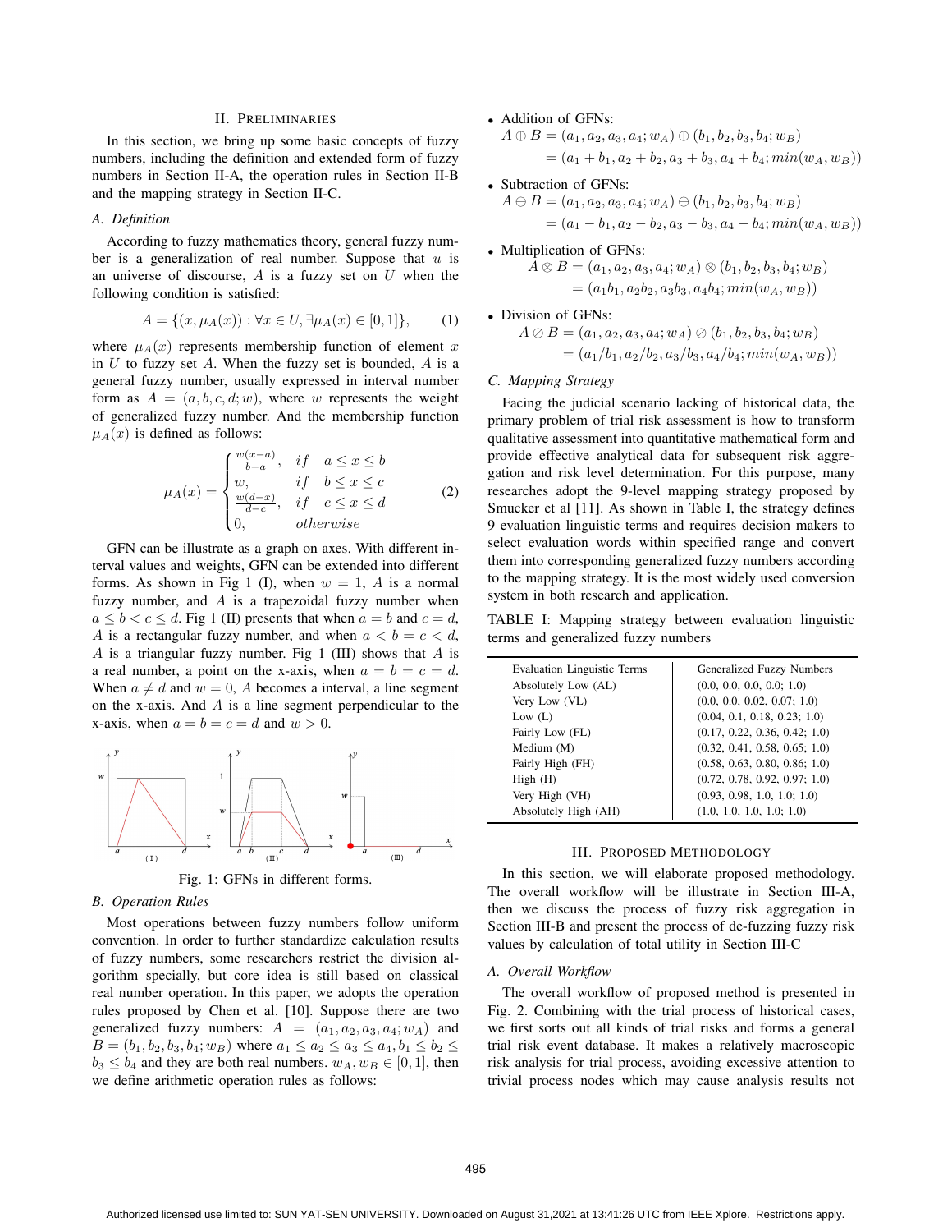## II. Preliminaries

In this section, we bring up some basic concepts of fuzzy numbers, including the definition and extended form of fuzzy numbers in Section II-A, the operation rules in Section II-B and the mapping strategy in Section II-C.

### A. Definition

According to fuzzy mathematics theory, general fuzzy number is a generalization of real number. Suppose that $u$ is an universe of discourse, $A$ is a fuzzy set on $U$ when the following condition is satisfied:

$$A = \{(x, \mu_A(x)) : \forall x \in U, \exists \mu_A(x) \in [0,1]\}, \tag{1}$$

where $\mu_A(x)$ represents membership function of element $x$ in $U$ to fuzzy set $A$. When the fuzzy set is bounded, $A$ is a general fuzzy number, usually expressed in interval number form as $A = (a, b, c, d; w)$, where $w$ represents the weight of generalized fuzzy number. And the membership function $\mu_A(x)$ is defined as follows:

$$\mu_A(x) = \begin{cases} \frac{w(x-a)}{b-a}, & if \quad a \le x \le b \\ w, & if \quad b \le x \le c \\ \frac{w(d-x)}{d-c}, & if \quad c \le x \le d \\ 0, & otherwise \end{cases} \tag{2}$$

GFN can be illustrate as a graph on axes. With different interval values and weights, GFN can be extended into different forms. As shown in Fig 1 (I), when $w = 1$, $A$ is a normal fuzzy number, and $A$ is a trapezoidal fuzzy number when $a \le b < c \le d$. Fig 1 (II) presents that when $a = b$ and $c = d$, $A$ is a rectangular fuzzy number, and when $a < b = c < d$, $A$ is a triangular fuzzy number. Fig 1 (III) shows that $A$ is a real number, a point on the x-axis, when $a = b = c = d$. When $a \neq d$ and $w = 0$, $A$ becomes a interval, a line segment on the x-axis. And $A$ is a line segment perpendicular to the x-axis, when $a = b = c = d$ and $w > 0$.

Fig. 1: GFNs in different forms.

### B. Operation Rules

Most operations between fuzzy numbers follow uniform convention. In order to further standardize calculation results of fuzzy numbers, some researchers restrict the division algorithm specially, but core idea is still based on classical real number operation. In this paper, we adopts the operation rules proposed by Chen et al. [10]. Suppose there are two generalized fuzzy numbers: $A = (a_1, a_2, a_3, a_4; w_A)$ and $B = (b_1, b_2, b_3, b_4; w_B)$ where $a_1 \le a_2 \le a_3 \le a_4, b_1 \le b_2 \le b_3 \le b_4$ and they are both real numbers. $w_A, w_B \in [0, 1]$, then we define arithmetic operation rules as follows:

- Addition of GFNs:
$$\begin{aligned} A \oplus B &= (a_1, a_2, a_3, a_4; w_A) \oplus (b_1, b_2, b_3, b_4; w_B) \\ &= (a_1 + b_1, a_2 + b_2, a_3 + b_3, a_4 + b_4; min(w_A, w_B)) \end{aligned}$$
- Subtraction of GFNs:
$$\begin{aligned} A \ominus B &= (a_1, a_2, a_3, a_4; w_A) \ominus (b_1, b_2, b_3, b_4; w_B) \\ &= (a_1 - b_1, a_2 - b_2, a_3 - b_3, a_4 - b_4; min(w_A, w_B)) \end{aligned}$$
- Multiplication of GFNs:
$$\begin{aligned} A \otimes B &= (a_1, a_2, a_3, a_4; w_A) \otimes (b_1, b_2, b_3, b_4; w_B) \\ &= (a_1 b_1, a_2 b_2, a_3 b_3, a_4 b_4; min(w_A, w_B)) \end{aligned}$$
- Division of GFNs:
$$\begin{aligned} A \oslash B &= (a_1, a_2, a_3, a_4; w_A) \oslash (b_1, b_2, b_3, b_4; w_B) \\ &= (a_1/b_1, a_2/b_2, a_3/b_3, a_4/b_4; min(w_A, w_B)) \end{aligned}$$

### C. Mapping Strategy

Facing the judicial scenario lacking of historical data, the primary problem of trial risk assessment is how to transform qualitative assessment into quantitative mathematical form and provide effective analytical data for subsequent risk aggregation and risk level determination. For this purpose, many researches adopt the 9-level mapping strategy proposed by Smucker et al [11]. As shown in Table I, the strategy defines 9 evaluation linguistic terms and requires decision makers to select evaluation words within specified range and convert them into corresponding generalized fuzzy numbers according to the mapping strategy. It is the most widely used conversion system in both research and application.

TABLE I: Mapping strategy between evaluation linguistic terms and generalized fuzzy numbers

| Evaluation Linguistic Terms | Generalized Fuzzy Numbers |
|---|---|
| Absolutely Low (AL) | (0.0, 0.0, 0.0, 0.0; 1.0) |
| Very Low (VL) | (0.0, 0.0, 0.02, 0.07; 1.0) |
| Low (L) | (0.04, 0.1, 0.18, 0.23; 1.0) |
| Fairly Low (FL) | (0.17, 0.22, 0.36, 0.42; 1.0) |
| Medium (M) | (0.32, 0.41, 0.58, 0.65; 1.0) |
| Fairly High (FH) | (0.58, 0.63, 0.80, 0.86; 1.0) |
| High (H) | (0.72, 0.78, 0.92, 0.97; 1.0) |
| Very High (VH) | (0.93, 0.98, 1.0, 1.0; 1.0) |
| Absolutely High (AH) | (1.0, 1.0, 1.0, 1.0; 1.0) |

## III. Proposed Methodology

In this section, we will elaborate proposed methodology. The overall workflow will be illustrate in Section III-A, then we discuss the process of fuzzy risk aggregation in Section III-B and present the process of de-fuzzing fuzzy risk values by calculation of total utility in Section III-C

### A. Overall Workflow

The overall workflow of proposed method is presented in Fig. 2. Combining with the trial process of historical cases, we first sorts out all kinds of trial risks and forms a general trial risk event database. It makes a relatively macroscopic risk analysis for trial process, avoiding excessive attention to trivial process nodes which may cause analysis results not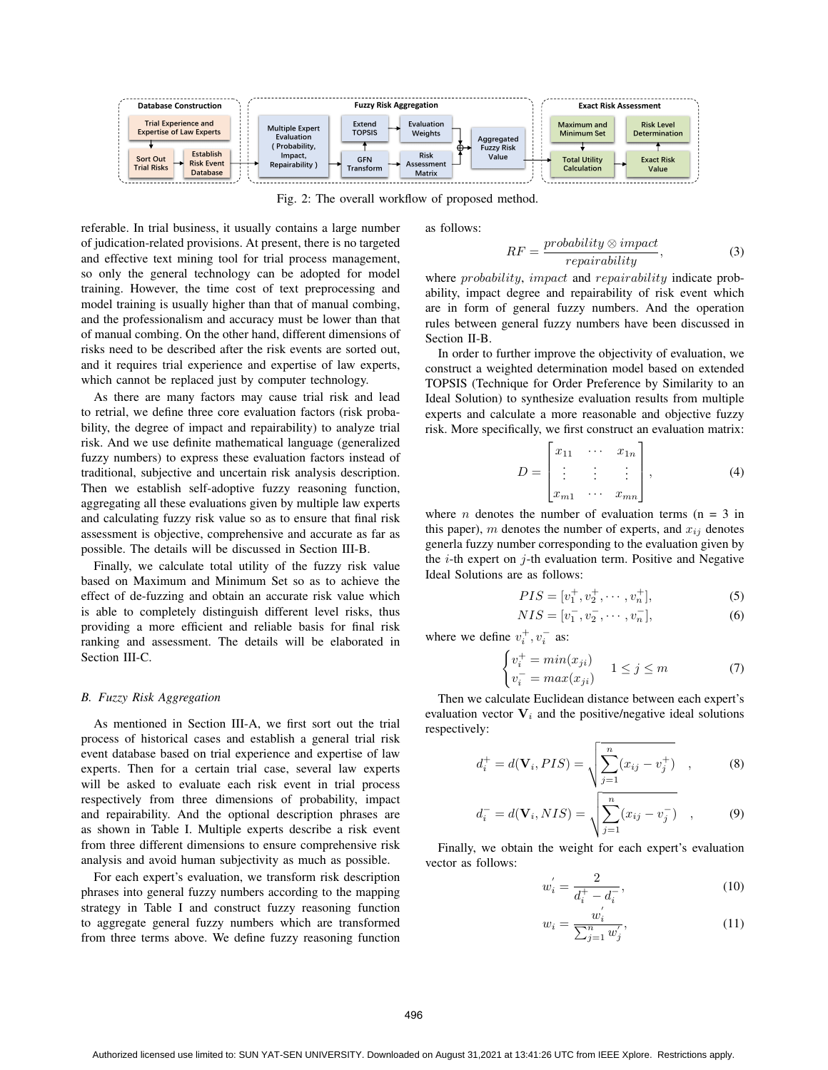Fig. 2: The overall workflow of proposed method.

referable. In trial business, it usually contains a large number of judication-related provisions. At present, there is no targeted and effective text mining tool for trial process management, so only the general technology can be adopted for model training. However, the time cost of text preprocessing and model training is usually higher than that of manual combing, and the professionalism and accuracy must be lower than that of manual combing. On the other hand, different dimensions of risks need to be described after the risk events are sorted out, and it requires trial experience and expertise of law experts, which cannot be replaced just by computer technology.

As there are many factors may cause trial risk and lead to retrial, we define three core evaluation factors (risk probability, the degree of impact and repairability) to analyze trial risk. And we use definite mathematical language (generalized fuzzy numbers) to express these evaluation factors instead of traditional, subjective and uncertain risk analysis description. Then we establish self-adoptive fuzzy reasoning function, aggregating all these evaluations given by multiple law experts and calculating fuzzy risk value so as to ensure that final risk assessment is objective, comprehensive and accurate as far as possible. The details will be discussed in Section III-B.

Finally, we calculate total utility of the fuzzy risk value based on Maximum and Minimum Set so as to achieve the effect of de-fuzzing and obtain an accurate risk value which is able to completely distinguish different level risks, thus providing a more efficient and reliable basis for final risk ranking and assessment. The details will be elaborated in Section III-C.

### *B. Fuzzy Risk Aggregation*

As mentioned in Section III-A, we first sort out the trial process of historical cases and establish a general trial risk event database based on trial experience and expertise of law experts. Then for a certain trial case, several law experts will be asked to evaluate each risk event in trial process respectively from three dimensions of probability, impact and repairability. And the optional description phrases are as shown in Table I. Multiple experts describe a risk event from three different dimensions to ensure comprehensive risk analysis and avoid human subjectivity as much as possible.

For each expert's evaluation, we transform risk description phrases into general fuzzy numbers according to the mapping strategy in Table I and construct fuzzy reasoning function to aggregate general fuzzy numbers which are transformed from three terms above. We define fuzzy reasoning function as follows:

$$RF = \frac{probability \otimes impact}{repairability}, \tag{3}$$

where $probability$, $impact$ and $repairability$ indicate probability, impact degree and repairability of risk event which are in form of general fuzzy numbers. And the operation rules between general fuzzy numbers have been discussed in Section II-B.

In order to further improve the objectivity of evaluation, we construct a weighted determination model based on extended TOPSIS (Technique for Order Preference by Similarity to an Ideal Solution) to synthesize evaluation results from multiple experts and calculate a more reasonable and objective fuzzy risk. More specifically, we first construct an evaluation matrix:

$$D = \begin{bmatrix} x_{11} & \cdots & x_{1n} \\ \vdots & \vdots & \vdots \\ x_{m1} & \cdots & x_{mn} \end{bmatrix}, \tag{4}$$

where $n$ denotes the number of evaluation terms (n = 3 in this paper), $m$ denotes the number of experts, and $x_{ij}$ denotes generla fuzzy number corresponding to the evaluation given by the $i$-th expert on $j$-th evaluation term. Positive and Negative Ideal Solutions are as follows:

$$PIS = [v_1^+, v_2^+, \cdots, v_n^+], \tag{5}$$

$$NIS = [v_1^-, v_2^-, \cdots, v_n^-], \tag{6}$$

where we define $v_i^+, v_i^-$ as:

$$\begin{cases} v_i^+ = min(x_{ji}) \\ v_i^- = max(x_{ji}) \end{cases} \quad 1 \leq j \leq m \tag{7}$$

Then we calculate Euclidean distance between each expert's evaluation vector $\mathbf{V}_i$ and the positive/negative ideal solutions respectively:

$$d_i^+ = d(\mathbf{V}_i, PIS) = \sqrt{\sum_{j=1}^{n}(x_{ij} - v_j^+)} \quad , \tag{8}$$

$$d_i^- = d(\mathbf{V}_i, NIS) = \sqrt{\sum_{j=1}^{n}(x_{ij} - v_j^-)} \quad , \tag{9}$$

Finally, we obtain the weight for each expert's evaluation vector as follows:

$$w_i^{'} = \frac{2}{d_i^+ - d_i^-}, \tag{10}$$

$$w_i = \frac{w_i^{'}}{\sum_{j=1}^{n} w_j^{'}}, \tag{11}$$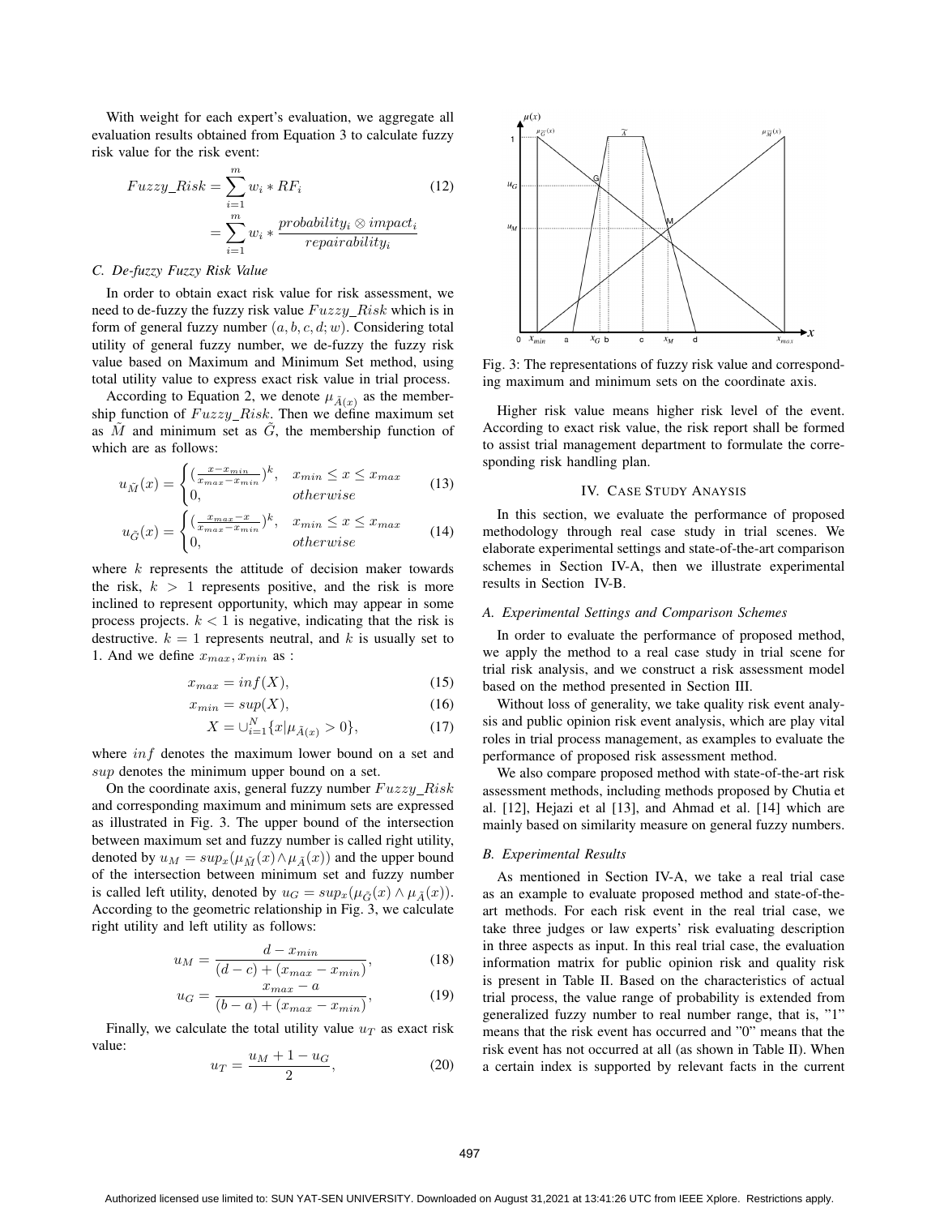With weight for each expert's evaluation, we aggregate all evaluation results obtained from Equation 3 to calculate fuzzy risk value for the risk event:

$$
\begin{aligned}
Fuzzy\_Risk &= \sum_{i=1}^{m} w_i * RF_i \\
&= \sum_{i=1}^{m} w_i * \frac{probability_i \otimes impact_i}{repairability_i}
\end{aligned} \tag{12}
$$

### C. De-fuzzy Fuzzy Risk Value

In order to obtain exact risk value for risk assessment, we need to de-fuzzy the fuzzy risk value $Fuzzy\_Risk$ which is in form of general fuzzy number $(a, b, c, d; w)$. Considering total utility of general fuzzy number, we de-fuzzy the fuzzy risk value based on Maximum and Minimum Set method, using total utility value to express exact risk value in trial process.

According to Equation 2, we denote $\mu_{\tilde{A}(x)}$ as the membership function of $Fuzzy\_Risk$. Then we define maximum set as $\tilde{M}$ and minimum set as $\tilde{G}$, the membership function of which are as follows:

$$
u_{\tilde{M}}(x) = \begin{cases} (\frac{x - x_{min}}{x_{max} - x_{min}})^k, & x_{min} \leq x \leq x_{max} \\ 0, & otherwise \end{cases} \tag{13}
$$

$$
u_{\tilde{G}}(x) = \begin{cases} (\frac{x_{max} - x}{x_{max} - x_{min}})^k, & x_{min} \leq x \leq x_{max} \\ 0, & otherwise \end{cases} \tag{14}
$$

where $k$ represents the attitude of decision maker towards the risk, $k > 1$ represents positive, and the risk is more inclined to represent opportunity, which may appear in some process projects. $k < 1$ is negative, indicating that the risk is destructive. $k = 1$ represents neutral, and $k$ is usually set to 1. And we define $x_{max}, x_{min}$ as :

$$
x_{max} = inf(X), \tag{15}
$$

$$
x_{min} = sup(X), \tag{16}
$$

$$
X = \cup_{i=1}^{N} \{x | \mu_{\tilde{A}(x)} > 0\}, \tag{17}
$$

where $inf$ denotes the maximum lower bound on a set and $sup$ denotes the minimum upper bound on a set.

On the coordinate axis, general fuzzy number $Fuzzy\_Risk$ and corresponding maximum and minimum sets are expressed as illustrated in Fig. 3. The upper bound of the intersection between maximum set and fuzzy number is called right utility, denoted by $u_M = sup_x(\mu_{\tilde{M}}(x) \wedge \mu_{\tilde{A}}(x))$ and the upper bound of the intersection between minimum set and fuzzy number is called left utility, denoted by $u_G = sup_x(\mu_{\tilde{G}}(x) \wedge \mu_{\tilde{A}}(x))$. According to the geometric relationship in Fig. 3, we calculate right utility and left utility as follows:

$$
u_M = \frac{d - x_{min}}{(d - c) + (x_{max} - x_{min})}, \tag{18}
$$

$$
u_G = \frac{x_{max} - a}{(b - a) + (x_{max} - x_{min})}, \tag{19}
$$

Finally, we calculate the total utility value $u_T$ as exact risk value:

$$
u_T = \frac{u_M + 1 - u_G}{2}, \tag{20}
$$

Fig. 3: The representations of fuzzy risk value and corresponding maximum and minimum sets on the coordinate axis.

Higher risk value means higher risk level of the event. According to exact risk value, the risk report shall be formed to assist trial management department to formulate the corresponding risk handling plan.

## IV. Case Study Anaysis

In this section, we evaluate the performance of proposed methodology through real case study in trial scenes. We elaborate experimental settings and state-of-the-art comparison schemes in Section IV-A, then we illustrate experimental results in Section IV-B.

### A. Experimental Settings and Comparison Schemes

In order to evaluate the performance of proposed method, we apply the method to a real case study in trial scene for trial risk analysis, and we construct a risk assessment model based on the method presented in Section III.

Without loss of generality, we take quality risk event analysis and public opinion risk event analysis, which are play vital roles in trial process management, as examples to evaluate the performance of proposed risk assessment method.

We also compare proposed method with state-of-the-art risk assessment methods, including methods proposed by Chutia et al. [12], Hejazi et al [13], and Ahmad et al. [14] which are mainly based on similarity measure on general fuzzy numbers.

### B. Experimental Results

As mentioned in Section IV-A, we take a real trial case as an example to evaluate proposed method and state-of-the-art methods. For each risk event in the real trial case, we take three judges or law experts' risk evaluating description in three aspects as input. In this real trial case, the evaluation information matrix for public opinion risk and quality risk is present in Table II. Based on the characteristics of actual trial process, the value range of probability is extended from generalized fuzzy number to real number range, that is, "1" means that the risk event has occurred and "0" means that the risk event has not occurred at all (as shown in Table II). When a certain index is supported by relevant facts in the current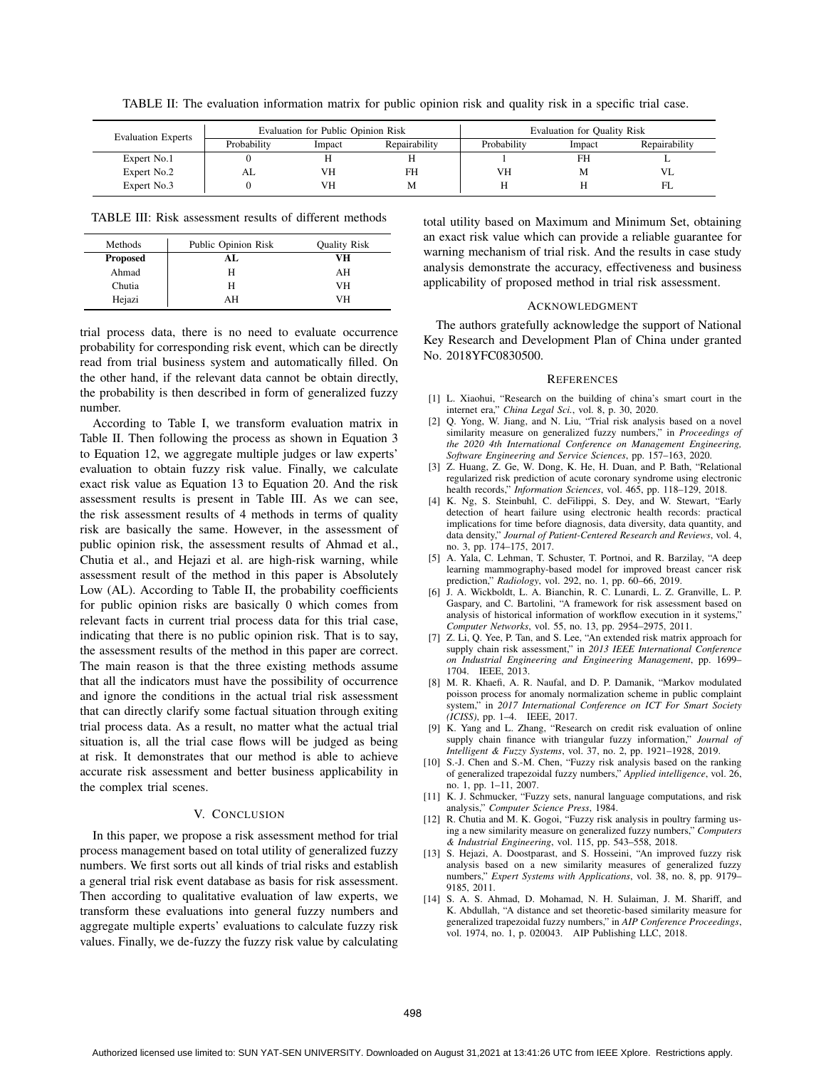TABLE II: The evaluation information matrix for public opinion risk and quality risk in a specific trial case.

| Evaluation Experts | Evaluation for Public Opinion Risk | | | Evaluation for Quality Risk | | |
|---|---|---|---|---|---|---|
| | Probability | Impact | Repairability | Probability | Impact | Repairability |
| Expert No.1 | 0 | H | H | 1 | FH | L |
| Expert No.2 | AL | VH | FH | VH | M | VL |
| Expert No.3 | 0 | VH | M | H | H | FL |

TABLE III: Risk assessment results of different methods

| Methods | Public Opinion Risk | Quality Risk |
|---|---|---|
| **Proposed** | **AL** | **VH** |
| Ahmad | H | AH |
| Chutia | H | VH |
| Hejazi | AH | VH |

trial process data, there is no need to evaluate occurrence probability for corresponding risk event, which can be directly read from trial business system and automatically filled. On the other hand, if the relevant data cannot be obtain directly, the probability is then described in form of generalized fuzzy number.

According to Table I, we transform evaluation matrix in Table II. Then following the process as shown in Equation 3 to Equation 12, we aggregate multiple judges or law experts' evaluation to obtain fuzzy risk value. Finally, we calculate exact risk value as Equation 13 to Equation 20. And the risk assessment results is present in Table III. As we can see, the risk assessment results of 4 methods in terms of quality risk are basically the same. However, in the assessment of public opinion risk, the assessment results of Ahmad et al., Chutia et al., and Hejazi et al. are high-risk warning, while assessment result of the method in this paper is Absolutely Low (AL). According to Table II, the probability coefficients for public opinion risks are basically 0 which comes from relevant facts in current trial process data for this trial case, indicating that there is no public opinion risk. That is to say, the assessment results of the method in this paper are correct. The main reason is that the three existing methods assume that all the indicators must have the possibility of occurrence and ignore the conditions in the actual trial risk assessment that can directly clarify some factual situation through exiting trial process data. As a result, no matter what the actual trial situation is, all the trial case flows will be judged as being at risk. It demonstrates that our method is able to achieve accurate risk assessment and better business applicability in the complex trial scenes.

## V. Conclusion

In this paper, we propose a risk assessment method for trial process management based on total utility of generalized fuzzy numbers. We first sorts out all kinds of trial risks and establish a general trial risk event database as basis for risk assessment. Then according to qualitative evaluation of law experts, we transform these evaluations into general fuzzy numbers and aggregate multiple experts' evaluations to calculate fuzzy risk values. Finally, we de-fuzzy the fuzzy risk value by calculating total utility based on Maximum and Minimum Set, obtaining an exact risk value which can provide a reliable guarantee for warning mechanism of trial risk. And the results in case study analysis demonstrate the accuracy, effectiveness and business applicability of proposed method in trial risk assessment.

## Acknowledgment

The authors gratefully acknowledge the support of National Key Research and Development Plan of China under granted No. 2018YFC0830500.

## References

[1] L. Xiaohui, "Research on the building of china's smart court in the internet era," *China Legal Sci.*, vol. 8, p. 30, 2020.

[2] Q. Yong, W. Jiang, and N. Liu, "Trial risk analysis based on a novel similarity measure on generalized fuzzy numbers," in *Proceedings of the 2020 4th International Conference on Management Engineering, Software Engineering and Service Sciences*, pp. 157–163, 2020.

[3] Z. Huang, Z. Ge, W. Dong, K. He, H. Duan, and P. Bath, "Relational regularized risk prediction of acute coronary syndrome using electronic health records," *Information Sciences*, vol. 465, pp. 118–129, 2018.

[4] K. Ng, S. Steinbuhl, C. deFilippi, S. Dey, and W. Stewart, "Early detection of heart failure using electronic health records: practical implications for time before diagnosis, data diversity, data quantity, and data density," *Journal of Patient-Centered Research and Reviews*, vol. 4, no. 3, pp. 174–175, 2017.

[5] A. Yala, C. Lehman, T. Schuster, T. Portnoi, and R. Barzilay, "A deep learning mammography-based model for improved breast cancer risk prediction," *Radiology*, vol. 292, no. 1, pp. 60–66, 2019.

[6] J. A. Wickboldt, L. A. Bianchin, R. C. Lunardi, L. Z. Granville, L. P. Gaspary, and C. Bartolini, "A framework for risk assessment based on analysis of historical information of workflow execution in it systems," *Computer Networks*, vol. 55, no. 13, pp. 2954–2975, 2011.

[7] Z. Li, Q. Yee, P. Tan, and S. Lee, "An extended risk matrix approach for supply chain risk assessment," in *2013 IEEE International Conference on Industrial Engineering and Engineering Management*, pp. 1699–1704. IEEE, 2013.

[8] M. R. Khaefi, A. R. Naufal, and D. P. Damanik, "Markov modulated poisson process for anomaly normalization scheme in public complaint system," in *2017 International Conference on ICT For Smart Society (ICISS)*, pp. 1–4. IEEE, 2017.

[9] K. Yang and L. Zhang, "Research on credit risk evaluation of online supply chain finance with triangular fuzzy information," *Journal of Intelligent & Fuzzy Systems*, vol. 37, no. 2, pp. 1921–1928, 2019.

[10] S.-J. Chen and S.-M. Chen, "Fuzzy risk analysis based on the ranking of generalized trapezoidal fuzzy numbers," *Applied intelligence*, vol. 26, no. 1, pp. 1–11, 2007.

[11] K. J. Schmucker, "Fuzzy sets, nanural language computations, and risk analysis," *Computer Science Press*, 1984.

[12] R. Chutia and M. K. Gogoi, "Fuzzy risk analysis in poultry farming using a new similarity measure on generalized fuzzy numbers," *Computers & Industrial Engineering*, vol. 115, pp. 543–558, 2018.

[13] S. Hejazi, A. Doostparast, and S. Hosseini, "An improved fuzzy risk analysis based on a new similarity measures of generalized fuzzy numbers," *Expert Systems with Applications*, vol. 38, no. 8, pp. 9179–9185, 2011.

[14] S. A. S. Ahmad, D. Mohamad, N. H. Sulaiman, J. M. Shariff, and K. Abdullah, "A distance and set theoretic-based similarity measure for generalized trapezoidal fuzzy numbers," in *AIP Conference Proceedings*, vol. 1974, no. 1, p. 020043. AIP Publishing LLC, 2018.